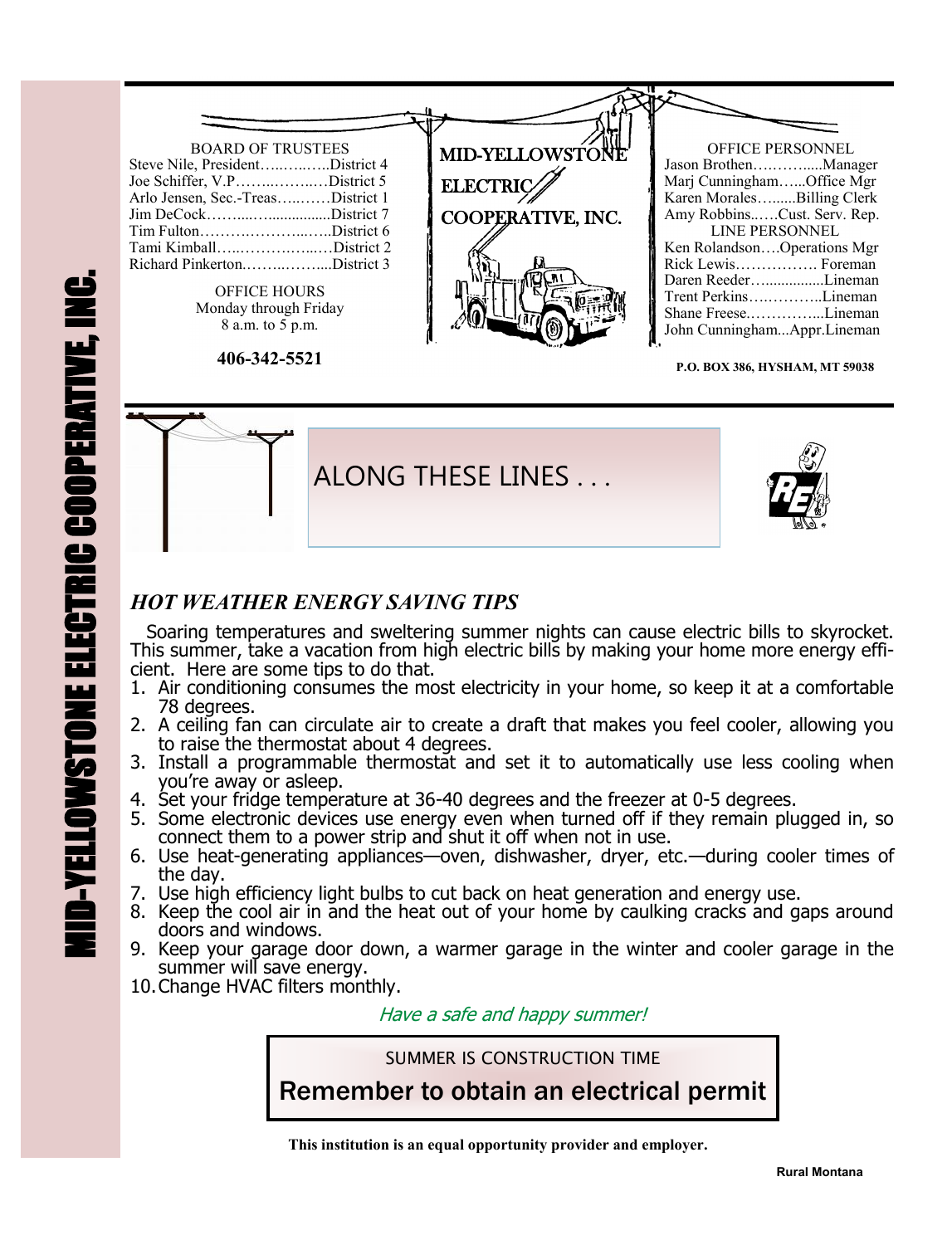# MID-YELLOWSTONE ELECTRIC COOPERATIVE, INC.

**BOARD OF TRUSTEES**

Steve Nile, President……………District 4
Joe Schiffer, V.P………………District 5
Arlo Jensen, Sec.-Treas…………District 1
Jim DeCock………………………District 7
Tim Fulton………………………District 6
Tami Kimball……………………District 2
Richard Pinkerton………………District 3

**OFFICE HOURS**
Monday through Friday
8 a.m. to 5 p.m.

**406-342-5521**

**MID-YELLOWSTONE ELECTRIC COOPERATIVE, INC.**

**OFFICE PERSONNEL**

Jason Brothen……………Manager
Marj Cunningham……Office Mgr
Karen Morales………Billing Clerk
Amy Robbins……Cust. Serv. Rep.

**LINE PERSONNEL**

Ken Rolandson….Operations Mgr
Rick Lewis……………. Foreman
Daren Reeder……………Lineman
Trent Perkins……………Lineman
Shane Freese……………Lineman
John Cunningham...Appr.Lineman

**P.O. BOX 386, HYSHAM, MT 59038**

## ALONG THESE LINES . . .

### *HOT WEATHER ENERGY SAVING TIPS*

Soaring temperatures and sweltering summer nights can cause electric bills to skyrocket. This summer, take a vacation from high electric bills by making your home more energy efficient. Here are some tips to do that.

1. Air conditioning consumes the most electricity in your home, so keep it at a comfortable 78 degrees.
2. A ceiling fan can circulate air to create a draft that makes you feel cooler, allowing you to raise the thermostat about 4 degrees.
3. Install a programmable thermostat and set it to automatically use less cooling when you're away or asleep.
4. Set your fridge temperature at 36-40 degrees and the freezer at 0-5 degrees.
5. Some electronic devices use energy even when turned off if they remain plugged in, so connect them to a power strip and shut it off when not in use.
6. Use heat-generating appliances—oven, dishwasher, dryer, etc.—during cooler times of the day.
7. Use high efficiency light bulbs to cut back on heat generation and energy use.
8. Keep the cool air in and the heat out of your home by caulking cracks and gaps around doors and windows.
9. Keep your garage door down, a warmer garage in the winter and cooler garage in the summer will save energy.
10. Change HVAC filters monthly.

*Have a safe and happy summer!*

SUMMER IS CONSTRUCTION TIME

**Remember to obtain an electrical permit**

**This institution is an equal opportunity provider and employer.**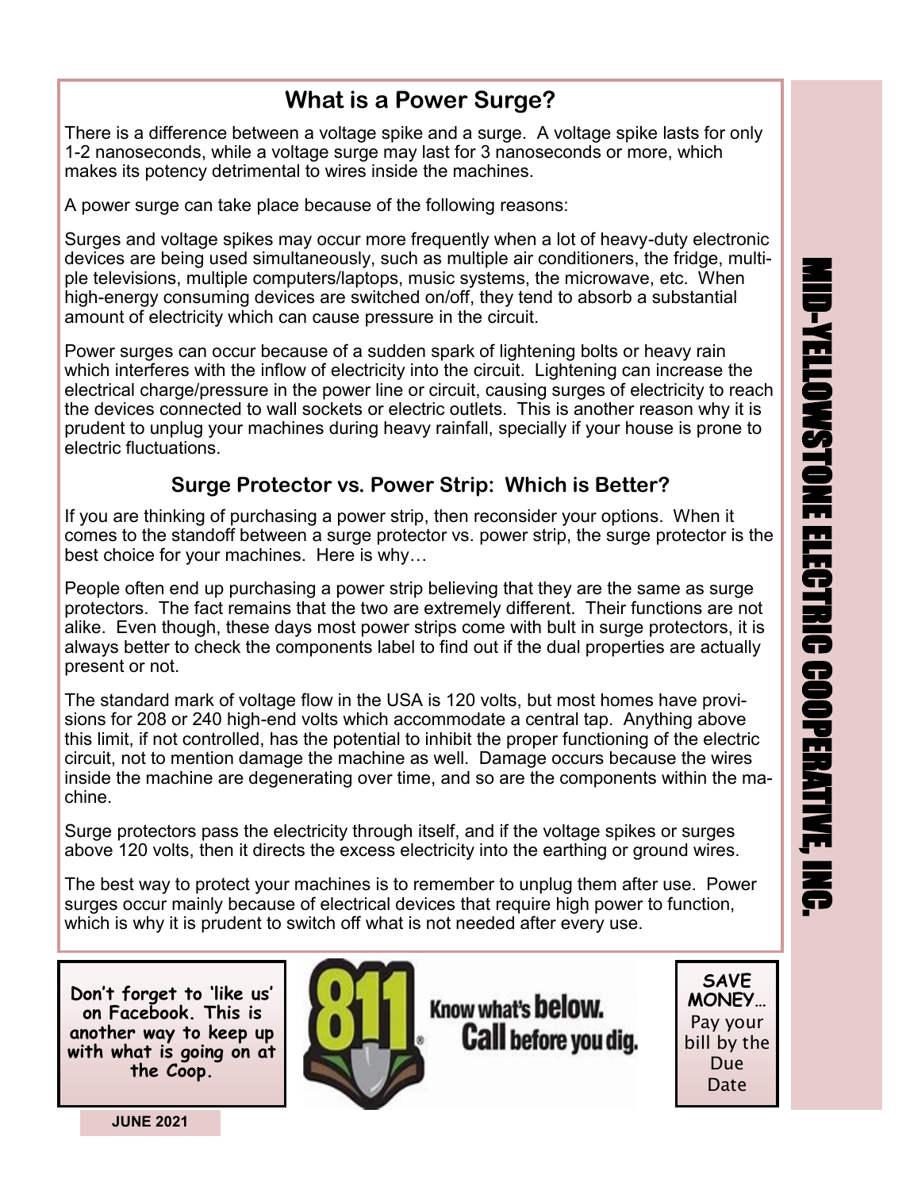## What is a Power Surge?

There is a difference between a voltage spike and a surge. A voltage spike lasts for only 1-2 nanoseconds, while a voltage surge may last for 3 nanoseconds or more, which makes its potency detrimental to wires inside the machines.

A power surge can take place because of the following reasons:

Surges and voltage spikes may occur more frequently when a lot of heavy-duty electronic devices are being used simultaneously, such as multiple air conditioners, the fridge, multiple televisions, multiple computers/laptops, music systems, the microwave, etc. When high-energy consuming devices are switched on/off, they tend to absorb a substantial amount of electricity which can cause pressure in the circuit.

Power surges can occur because of a sudden spark of lightening bolts or heavy rain which interferes with the inflow of electricity into the circuit. Lightening can increase the electrical charge/pressure in the power line or circuit, causing surges of electricity to reach the devices connected to wall sockets or electric outlets. This is another reason why it is prudent to unplug your machines during heavy rainfall, specially if your house is prone to electric fluctuations.

### Surge Protector vs. Power Strip: Which is Better?

If you are thinking of purchasing a power strip, then reconsider your options. When it comes to the standoff between a surge protector vs. power strip, the surge protector is the best choice for your machines. Here is why…

People often end up purchasing a power strip believing that they are the same as surge protectors. The fact remains that the two are extremely different. Their functions are not alike. Even though, these days most power strips come with bult in surge protectors, it is always better to check the components label to find out if the dual properties are actually present or not.

The standard mark of voltage flow in the USA is 120 volts, but most homes have provisions for 208 or 240 high-end volts which accommodate a central tap. Anything above this limit, if not controlled, has the potential to inhibit the proper functioning of the electric circuit, not to mention damage the machine as well. Damage occurs because the wires inside the machine are degenerating over time, and so are the components within the machine.

Surge protectors pass the electricity through itself, and if the voltage spikes or surges above 120 volts, then it directs the excess electricity into the earthing or ground wires.

The best way to protect your machines is to remember to unplug them after use. Power surges occur mainly because of electrical devices that require high power to function, which is why it is prudent to switch off what is not needed after every use.

**Don't forget to 'like us' on Facebook. This is another way to keep up with what is going on at the Coop.**

811 Know what's **below.** **Call** before you dig.

**SAVE MONEY…** Pay your bill by the Due Date

MID-YELLOWSTONE ELECTRIC COOPERATIVE, INC.

JUNE 2021